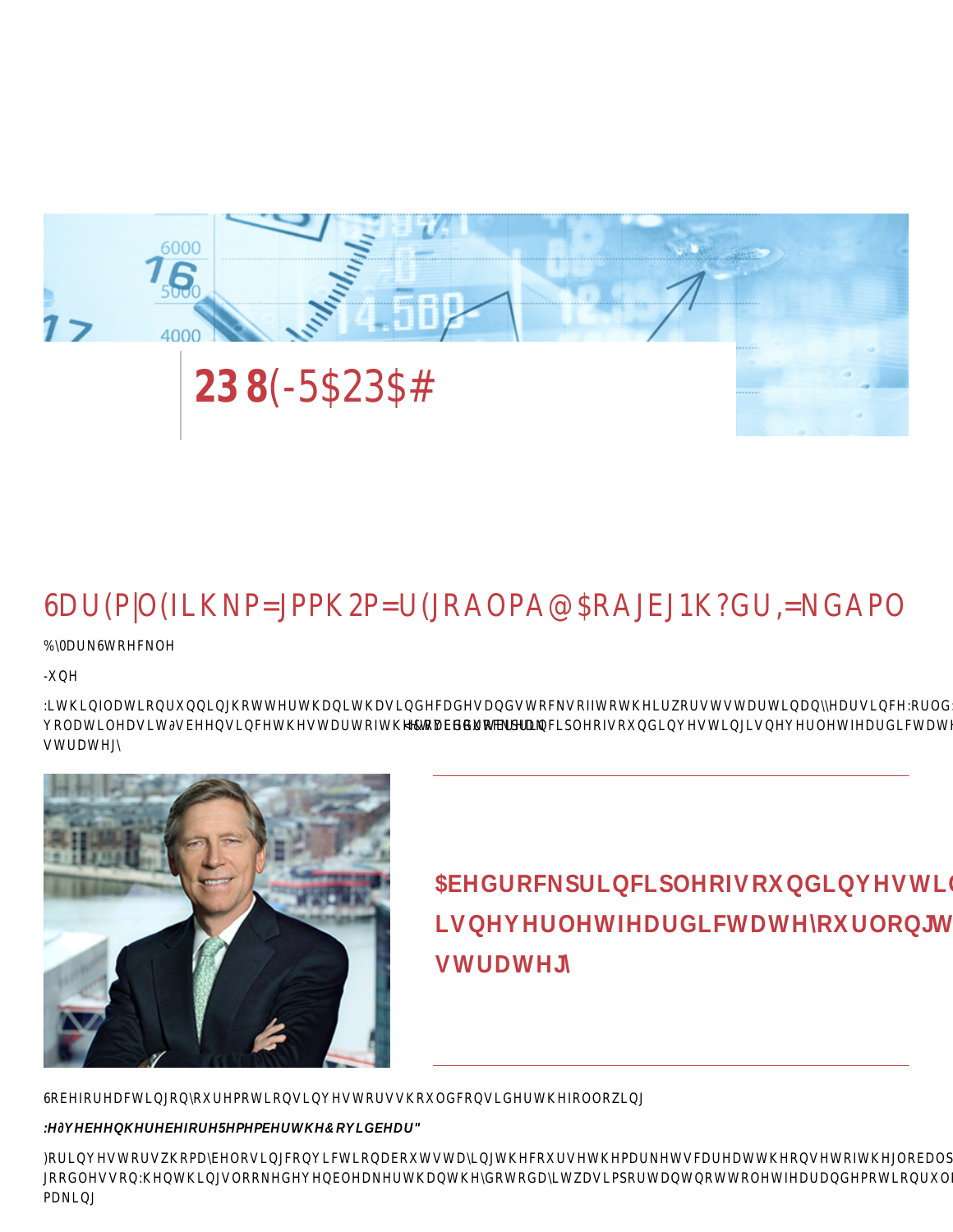# 23 8(-5$23$#

## 6DU(P|O(ILKNP=JPPK2P=U(JRAOPA@$RAJEJ1K?GU,=NGAPO

%\0DUN6WRFNOH

-XQH

:LWKLQIODWLRQUXQQLQJKRWWHUWKDQLWKDVLQGHFDGHVDQGVWRFNVRIIWRKHLUZRUVWVWDUWLQDQ\HDUVLQFH:RUOG YRODWLOHDVLW∂VEHHQVLQFHWKHVWDUWRIWKHSDQGHPLFLW∂VWLPHWRUHPLQGRXUVHOYHVRIDEHGURFNSULQFLSOHRIVRXQGLQYHVWLQJLVQHYHUOHWIHDUGLFWDWH VWUDWHJ\

**$EHGURFNSULQFLSOHRIVRXQGLQYHVWLQ LVQHYHUOHWIHDUGLFWDWH\RXUORQJW VWUDWHJ\**

6REHIRUHDFWLQJRQ\RXUHPRWLRQVLQYHVWRUVVKRXOGFRQVLGHUWKHIROORZLQJ

***:H∂YHEHHQKHUHEHIRUH5HPHPEHUWKH&RYLGEDU"***

)RULQYHVWRUVZKRPD\EHORVLQJFRQYLFWLRQDERXWVWD\LQJWKHFRXUVHWKHPDUNHWVFUDVKDWWKHRQVHWRIWKHJOREDOS JRRGOHVVRQ:KHQWKLQJVORRNHGHYHQEOHDNHUWKDQWKH\GRWRGD\LWZDVLPSRUWDQWQRWWROHWIHDUDQGHPRWLRQVUXOH PDNLQJ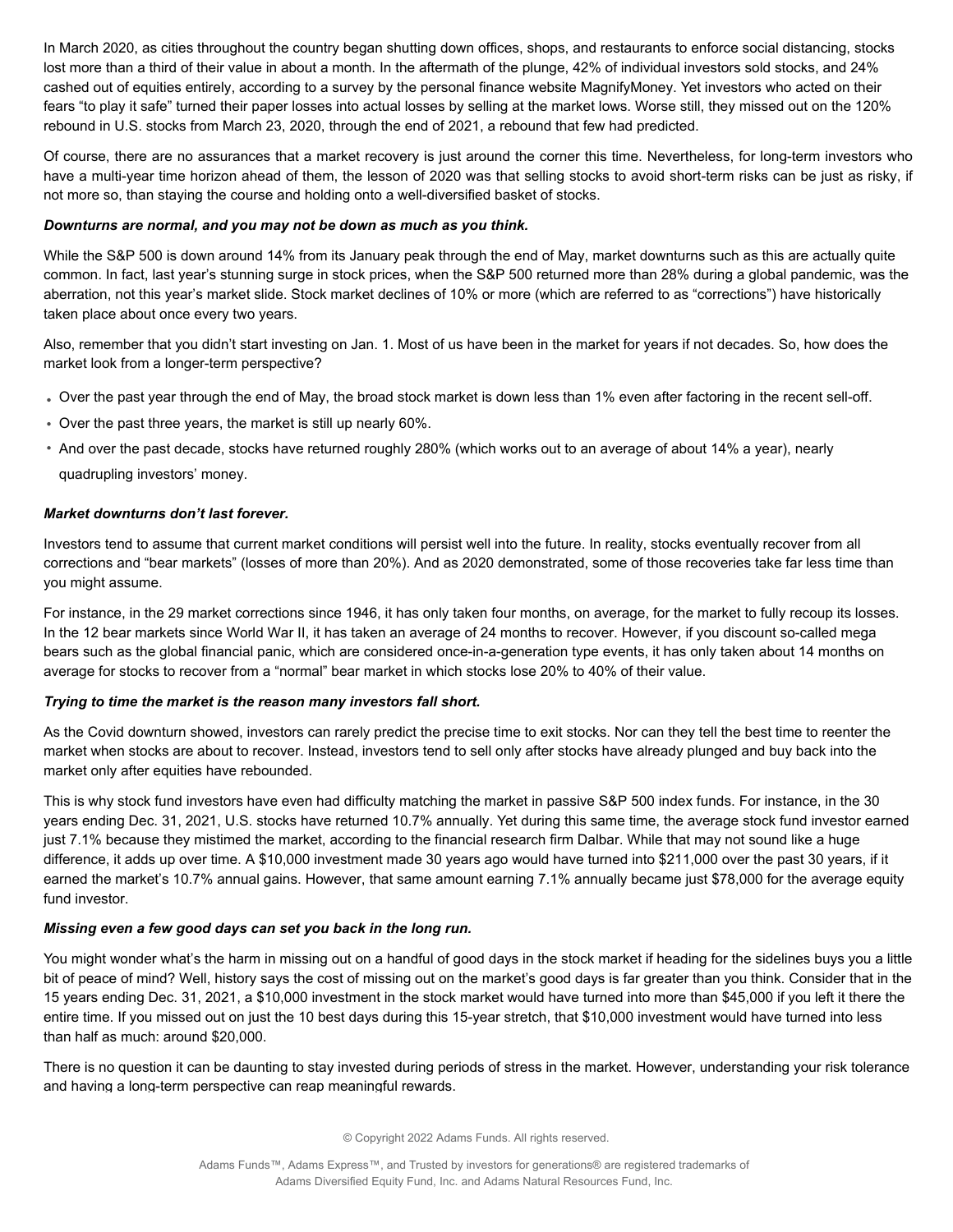In March 2020, as cities throughout the country began shutting down offices, shops, and restaurants to enforce social distancing, stocks lost more than a third of their value in about a month. In the aftermath of the plunge, 42% of individual investors sold stocks, and 24% cashed out of equities entirely, according to a survey by the personal finance website MagnifyMoney. Yet investors who acted on their fears "to play it safe" turned their paper losses into actual losses by selling at the market lows. Worse still, they missed out on the 120% rebound in U.S. stocks from March 23, 2020, through the end of 2021, a rebound that few had predicted.

Of course, there are no assurances that a market recovery is just around the corner this time. Nevertheless, for long-term investors who have a multi-year time horizon ahead of them, the lesson of 2020 was that selling stocks to avoid short-term risks can be just as risky, if not more so, than staying the course and holding onto a well-diversified basket of stocks.

***Downturns are normal, and you may not be down as much as you think.***

While the S&P 500 is down around 14% from its January peak through the end of May, market downturns such as this are actually quite common. In fact, last year's stunning surge in stock prices, when the S&P 500 returned more than 28% during a global pandemic, was the aberration, not this year's market slide. Stock market declines of 10% or more (which are referred to as "corrections") have historically taken place about once every two years.

Also, remember that you didn't start investing on Jan. 1. Most of us have been in the market for years if not decades. So, how does the market look from a longer-term perspective?

- Over the past year through the end of May, the broad stock market is down less than 1% even after factoring in the recent sell-off.
- Over the past three years, the market is still up nearly 60%.
- And over the past decade, stocks have returned roughly 280% (which works out to an average of about 14% a year), nearly quadrupling investors' money.

***Market downturns don't last forever.***

Investors tend to assume that current market conditions will persist well into the future. In reality, stocks eventually recover from all corrections and "bear markets" (losses of more than 20%). And as 2020 demonstrated, some of those recoveries take far less time than you might assume.

For instance, in the 29 market corrections since 1946, it has only taken four months, on average, for the market to fully recoup its losses. In the 12 bear markets since World War II, it has taken an average of 24 months to recover. However, if you discount so-called mega bears such as the global financial panic, which are considered once-in-a-generation type events, it has only taken about 14 months on average for stocks to recover from a "normal" bear market in which stocks lose 20% to 40% of their value.

***Trying to time the market is the reason many investors fall short.***

As the Covid downturn showed, investors can rarely predict the precise time to exit stocks. Nor can they tell the best time to reenter the market when stocks are about to recover. Instead, investors tend to sell only after stocks have already plunged and buy back into the market only after equities have rebounded.

This is why stock fund investors have even had difficulty matching the market in passive S&P 500 index funds. For instance, in the 30 years ending Dec. 31, 2021, U.S. stocks have returned 10.7% annually. Yet during this same time, the average stock fund investor earned just 7.1% because they mistimed the market, according to the financial research firm Dalbar. While that may not sound like a huge difference, it adds up over time. A $10,000 investment made 30 years ago would have turned into $211,000 over the past 30 years, if it earned the market's 10.7% annual gains. However, that same amount earning 7.1% annually became just $78,000 for the average equity fund investor.

***Missing even a few good days can set you back in the long run.***

You might wonder what's the harm in missing out on a handful of good days in the stock market if heading for the sidelines buys you a little bit of peace of mind? Well, history says the cost of missing out on the market's good days is far greater than you think. Consider that in the 15 years ending Dec. 31, 2021, a $10,000 investment in the stock market would have turned into more than $45,000 if you left it there the entire time. If you missed out on just the 10 best days during this 15-year stretch, that $10,000 investment would have turned into less than half as much: around $20,000.

There is no question it can be daunting to stay invested during periods of stress in the market. However, understanding your risk tolerance and having a long-term perspective can reap meaningful rewards.

© Copyright 2022 Adams Funds. All rights reserved.

Adams Funds™, Adams Express™, and Trusted by investors for generations® are registered trademarks of Adams Diversified Equity Fund, Inc. and Adams Natural Resources Fund, Inc.